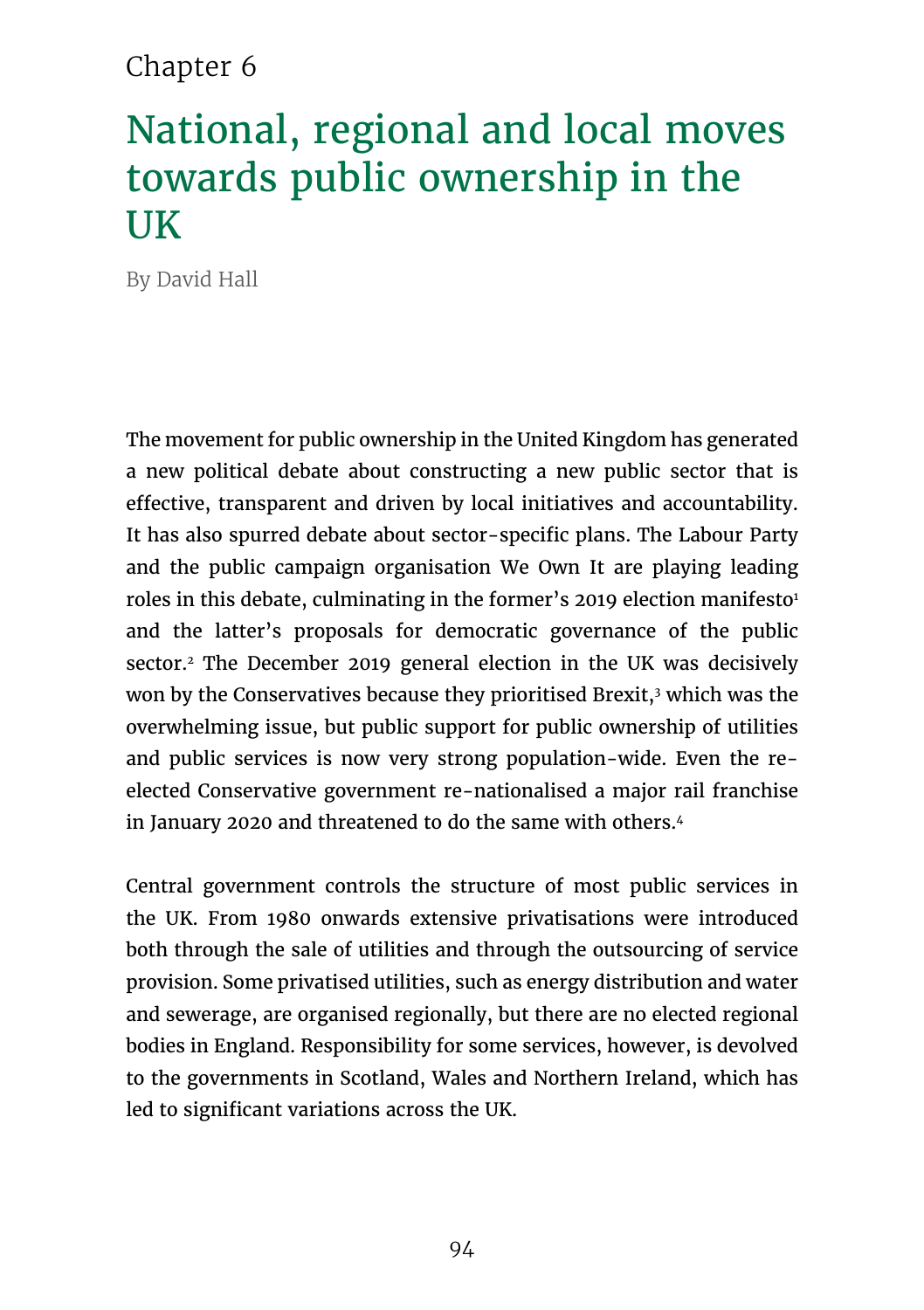Chapter 6

# National, regional and local moves towards public ownership in the UK

By David Hall

The movement for public ownership in the United Kingdom has generated a new political debate about constructing a new public sector that is effective, transparent and driven by local initiatives and accountability. It has also spurred debate about sector-specific plans. The Labour Party and the public campaign organisation We Own It are playing leading roles in this debate, culminating in the former's 2019 election manifesto[1] and the latter's proposals for democratic governance of the public sector.[2] The December 2019 general election in the UK was decisively won by the Conservatives because they prioritised Brexit,[3] which was the overwhelming issue, but public support for public ownership of utilities and public services is now very strong population-wide. Even the re-elected Conservative government re-nationalised a major rail franchise in January 2020 and threatened to do the same with others.[4]

Central government controls the structure of most public services in the UK. From 1980 onwards extensive privatisations were introduced both through the sale of utilities and through the outsourcing of service provision. Some privatised utilities, such as energy distribution and water and sewerage, are organised regionally, but there are no elected regional bodies in England. Responsibility for some services, however, is devolved to the governments in Scotland, Wales and Northern Ireland, which has led to significant variations across the UK.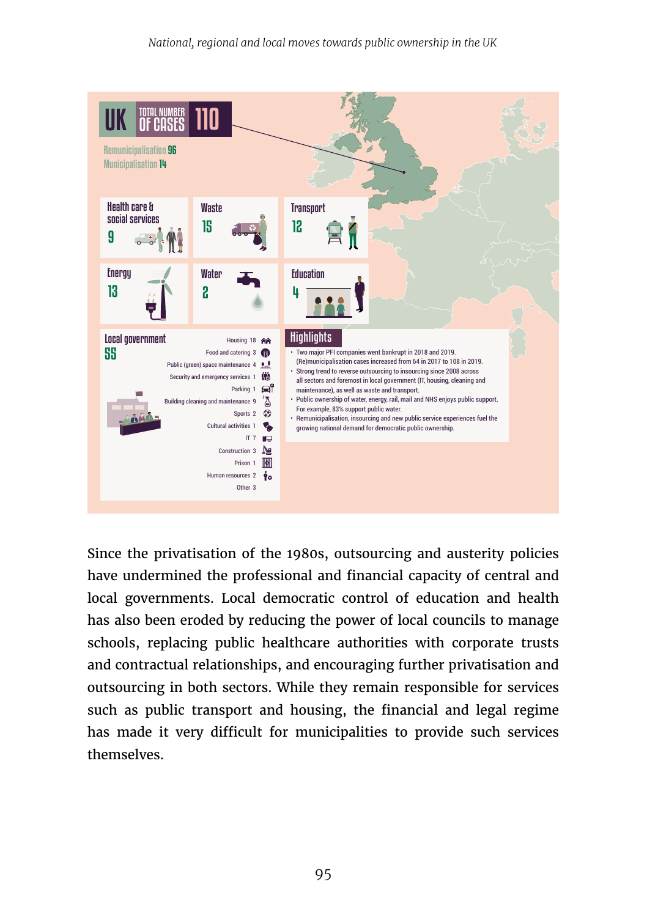# UK TOTAL NUMBER OF CASES 110

Remunicipalisation 96
Municipalisation 14

| Sector | Cases |
| --- | --- |
| Health care & social services | 9 |
| Waste | 15 |
| Transport | 12 |
| Energy | 13 |
| Water | 2 |
| Education | 4 |

## Local government 55

| Service | Cases |
| --- | --- |
| Housing | 18 |
| Food and catering | 3 |
| Public (green) space maintenance | 4 |
| Security and emergency services | 1 |
| Parking | 1 |
| Building cleaning and maintenance | 9 |
| Sports | 2 |
| Cultural activities | 1 |
| IT | 7 |
| Construction | 3 |
| Prison | 1 |
| Human resources | 2 |
| Other | 3 |

## Highlights

- Two major PFI companies went bankrupt in 2018 and 2019. (Re)municipalisation cases increased from 64 in 2017 to 108 in 2019.
- Strong trend to reverse outsourcing to insourcing since 2008 across all sectors and foremost in local government (IT, housing, cleaning and maintenance), as well as waste and transport.
- Public ownership of water, energy, rail, mail and NHS enjoys public support. For example, 83% support public water.
- Remunicipalisation, insourcing and new public service experiences fuel the growing national demand for democratic public ownership.

Since the privatisation of the 1980s, outsourcing and austerity policies have undermined the professional and financial capacity of central and local governments. Local democratic control of education and health has also been eroded by reducing the power of local councils to manage schools, replacing public healthcare authorities with corporate trusts and contractual relationships, and encouraging further privatisation and outsourcing in both sectors. While they remain responsible for services such as public transport and housing, the financial and legal regime has made it very difficult for municipalities to provide such services themselves.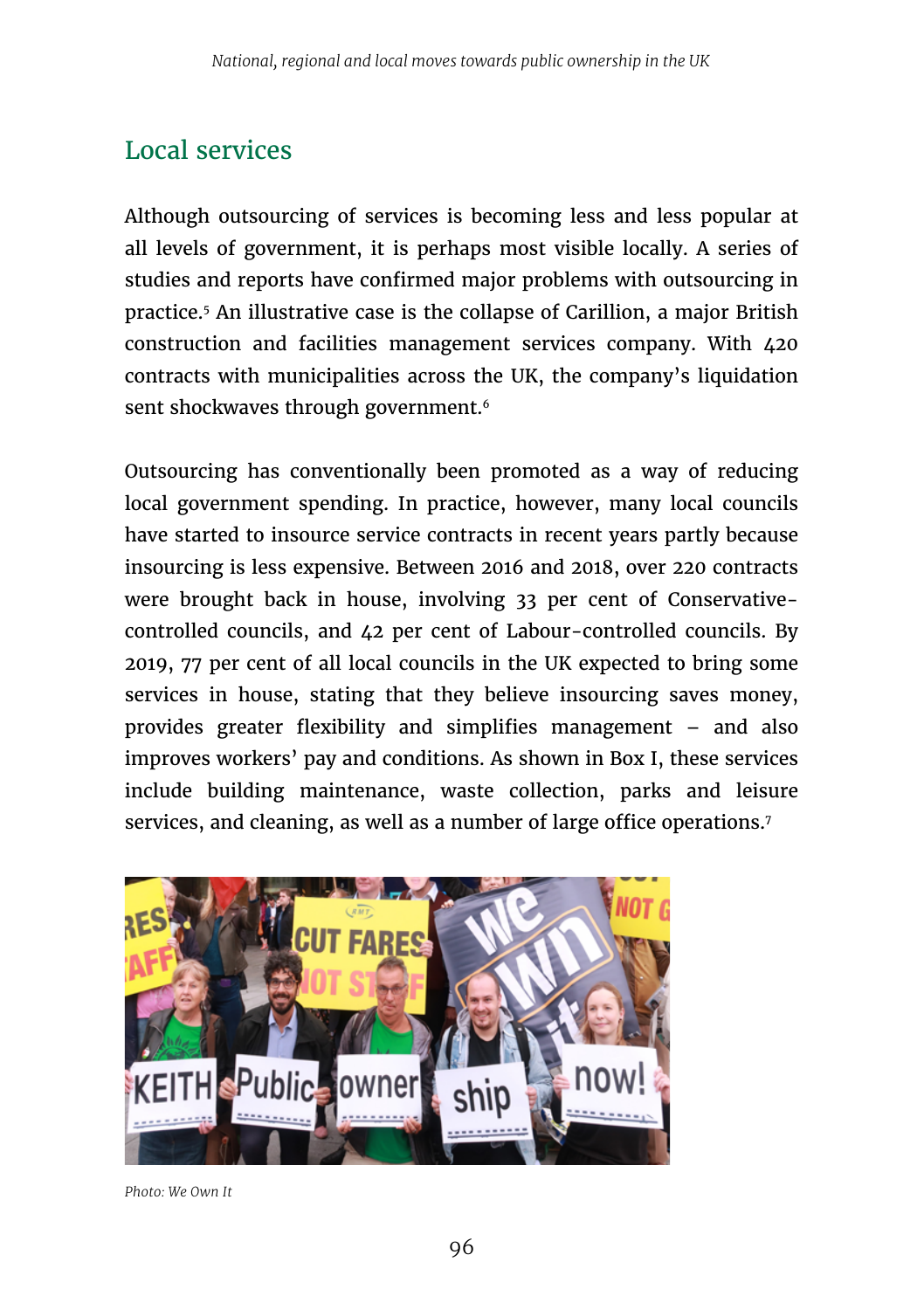## Local services

Although outsourcing of services is becoming less and less popular at all levels of government, it is perhaps most visible locally. A series of studies and reports have confirmed major problems with outsourcing in practice.[5] An illustrative case is the collapse of Carillion, a major British construction and facilities management services company. With 420 contracts with municipalities across the UK, the company's liquidation sent shockwaves through government.[6]

Outsourcing has conventionally been promoted as a way of reducing local government spending. In practice, however, many local councils have started to insource service contracts in recent years partly because insourcing is less expensive. Between 2016 and 2018, over 220 contracts were brought back in house, involving 33 per cent of Conservative-controlled councils, and 42 per cent of Labour-controlled councils. By 2019, 77 per cent of all local councils in the UK expected to bring some services in house, stating that they believe insourcing saves money, provides greater flexibility and simplifies management – and also improves workers' pay and conditions. As shown in Box I, these services include building maintenance, waste collection, parks and leisure services, and cleaning, as well as a number of large office operations.[7]

*Photo: We Own It*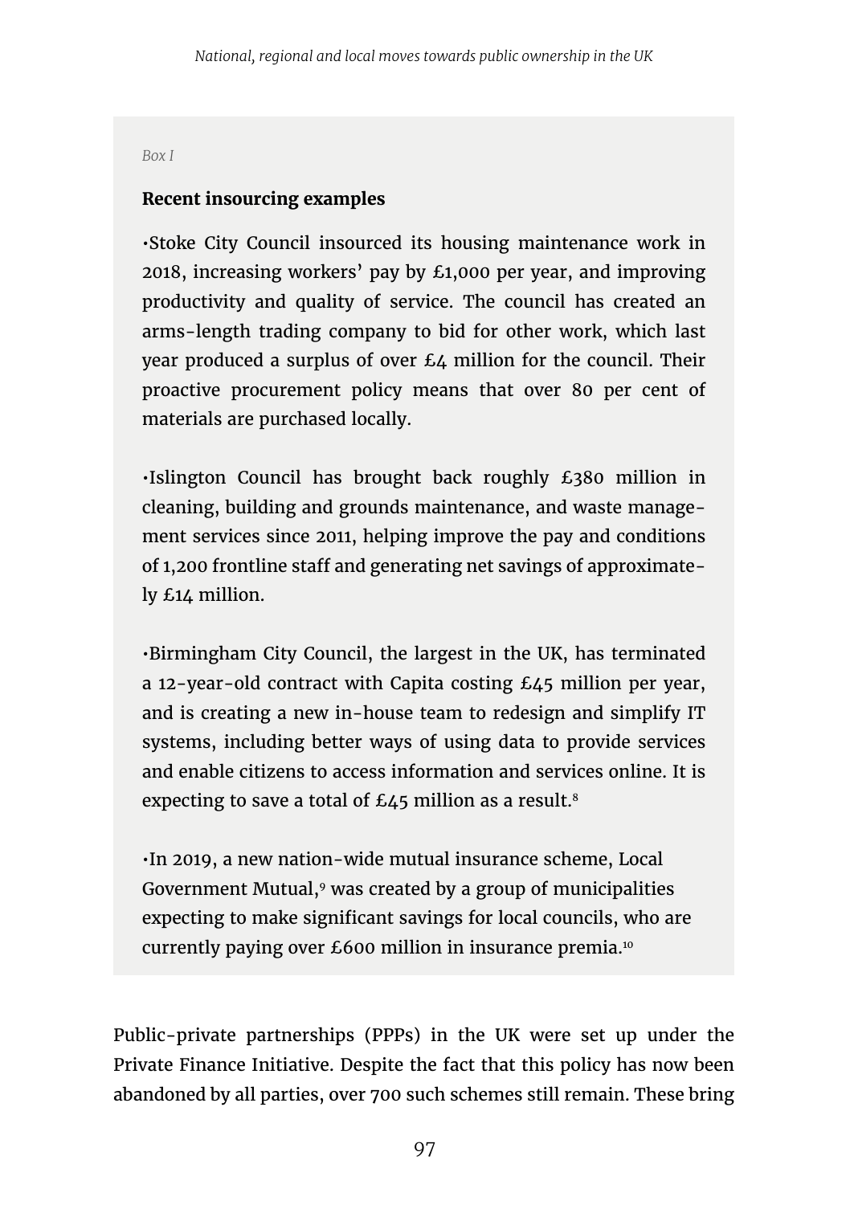*Box I*

**Recent insourcing examples**

•Stoke City Council insourced its housing maintenance work in 2018, increasing workers' pay by £1,000 per year, and improving productivity and quality of service. The council has created an arms-length trading company to bid for other work, which last year produced a surplus of over £4 million for the council. Their proactive procurement policy means that over 80 per cent of materials are purchased locally.

•Islington Council has brought back roughly £380 million in cleaning, building and grounds maintenance, and waste management services since 2011, helping improve the pay and conditions of 1,200 frontline staff and generating net savings of approximately £14 million.

•Birmingham City Council, the largest in the UK, has terminated a 12-year-old contract with Capita costing £45 million per year, and is creating a new in-house team to redesign and simplify IT systems, including better ways of using data to provide services and enable citizens to access information and services online. It is expecting to save a total of £45 million as a result.[8]

•In 2019, a new nation-wide mutual insurance scheme, Local Government Mutual,[9] was created by a group of municipalities expecting to make significant savings for local councils, who are currently paying over £600 million in insurance premia.[10]

Public-private partnerships (PPPs) in the UK were set up under the Private Finance Initiative. Despite the fact that this policy has now been abandoned by all parties, over 700 such schemes still remain. These bring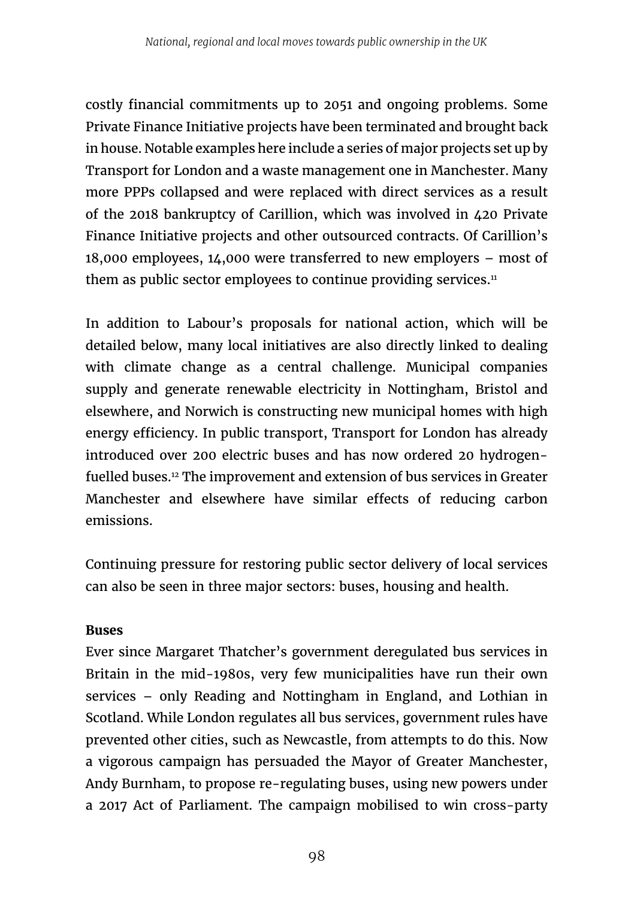costly financial commitments up to 2051 and ongoing problems. Some Private Finance Initiative projects have been terminated and brought back in house. Notable examples here include a series of major projects set up by Transport for London and a waste management one in Manchester. Many more PPPs collapsed and were replaced with direct services as a result of the 2018 bankruptcy of Carillion, which was involved in 420 Private Finance Initiative projects and other outsourced contracts. Of Carillion's 18,000 employees, 14,000 were transferred to new employers – most of them as public sector employees to continue providing services.[11]

In addition to Labour's proposals for national action, which will be detailed below, many local initiatives are also directly linked to dealing with climate change as a central challenge. Municipal companies supply and generate renewable electricity in Nottingham, Bristol and elsewhere, and Norwich is constructing new municipal homes with high energy efficiency. In public transport, Transport for London has already introduced over 200 electric buses and has now ordered 20 hydrogen-fuelled buses.[12] The improvement and extension of bus services in Greater Manchester and elsewhere have similar effects of reducing carbon emissions.

Continuing pressure for restoring public sector delivery of local services can also be seen in three major sectors: buses, housing and health.

**Buses**

Ever since Margaret Thatcher's government deregulated bus services in Britain in the mid-1980s, very few municipalities have run their own services – only Reading and Nottingham in England, and Lothian in Scotland. While London regulates all bus services, government rules have prevented other cities, such as Newcastle, from attempts to do this. Now a vigorous campaign has persuaded the Mayor of Greater Manchester, Andy Burnham, to propose re-regulating buses, using new powers under a 2017 Act of Parliament. The campaign mobilised to win cross-party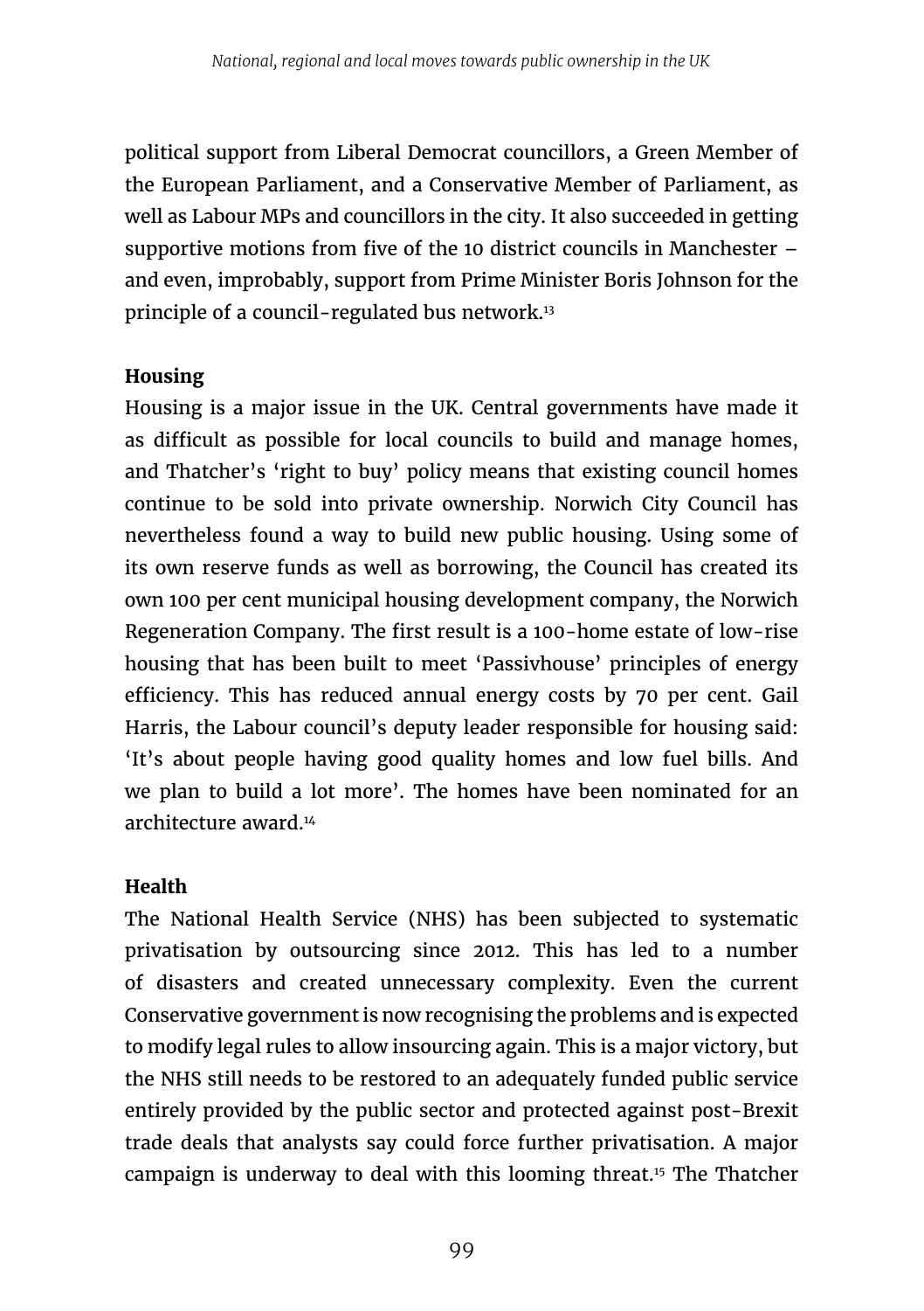political support from Liberal Democrat councillors, a Green Member of the European Parliament, and a Conservative Member of Parliament, as well as Labour MPs and councillors in the city. It also succeeded in getting supportive motions from five of the 10 district councils in Manchester – and even, improbably, support from Prime Minister Boris Johnson for the principle of a council-regulated bus network.[13]

**Housing**

Housing is a major issue in the UK. Central governments have made it as difficult as possible for local councils to build and manage homes, and Thatcher's 'right to buy' policy means that existing council homes continue to be sold into private ownership. Norwich City Council has nevertheless found a way to build new public housing. Using some of its own reserve funds as well as borrowing, the Council has created its own 100 per cent municipal housing development company, the Norwich Regeneration Company. The first result is a 100-home estate of low-rise housing that has been built to meet 'Passivhouse' principles of energy efficiency. This has reduced annual energy costs by 70 per cent. Gail Harris, the Labour council's deputy leader responsible for housing said: 'It's about people having good quality homes and low fuel bills. And we plan to build a lot more'. The homes have been nominated for an architecture award.[14]

**Health**

The National Health Service (NHS) has been subjected to systematic privatisation by outsourcing since 2012. This has led to a number of disasters and created unnecessary complexity. Even the current Conservative government is now recognising the problems and is expected to modify legal rules to allow insourcing again. This is a major victory, but the NHS still needs to be restored to an adequately funded public service entirely provided by the public sector and protected against post-Brexit trade deals that analysts say could force further privatisation. A major campaign is underway to deal with this looming threat.[15] The Thatcher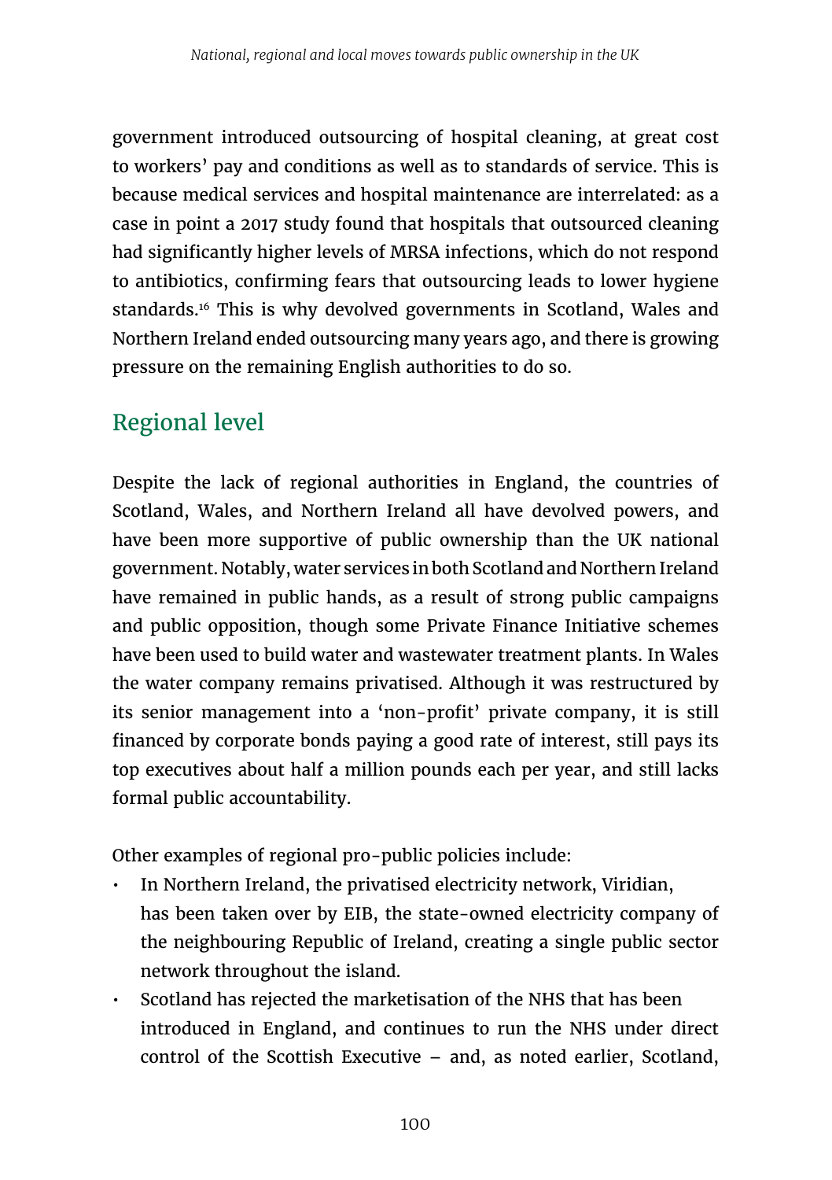government introduced outsourcing of hospital cleaning, at great cost to workers' pay and conditions as well as to standards of service. This is because medical services and hospital maintenance are interrelated: as a case in point a 2017 study found that hospitals that outsourced cleaning had significantly higher levels of MRSA infections, which do not respond to antibiotics, confirming fears that outsourcing leads to lower hygiene standards.[16] This is why devolved governments in Scotland, Wales and Northern Ireland ended outsourcing many years ago, and there is growing pressure on the remaining English authorities to do so.

## Regional level

Despite the lack of regional authorities in England, the countries of Scotland, Wales, and Northern Ireland all have devolved powers, and have been more supportive of public ownership than the UK national government. Notably, water services in both Scotland and Northern Ireland have remained in public hands, as a result of strong public campaigns and public opposition, though some Private Finance Initiative schemes have been used to build water and wastewater treatment plants. In Wales the water company remains privatised. Although it was restructured by its senior management into a 'non-profit' private company, it is still financed by corporate bonds paying a good rate of interest, still pays its top executives about half a million pounds each per year, and still lacks formal public accountability.

Other examples of regional pro-public policies include:

- In Northern Ireland, the privatised electricity network, Viridian, has been taken over by EIB, the state-owned electricity company of the neighbouring Republic of Ireland, creating a single public sector network throughout the island.
- Scotland has rejected the marketisation of the NHS that has been introduced in England, and continues to run the NHS under direct control of the Scottish Executive – and, as noted earlier, Scotland,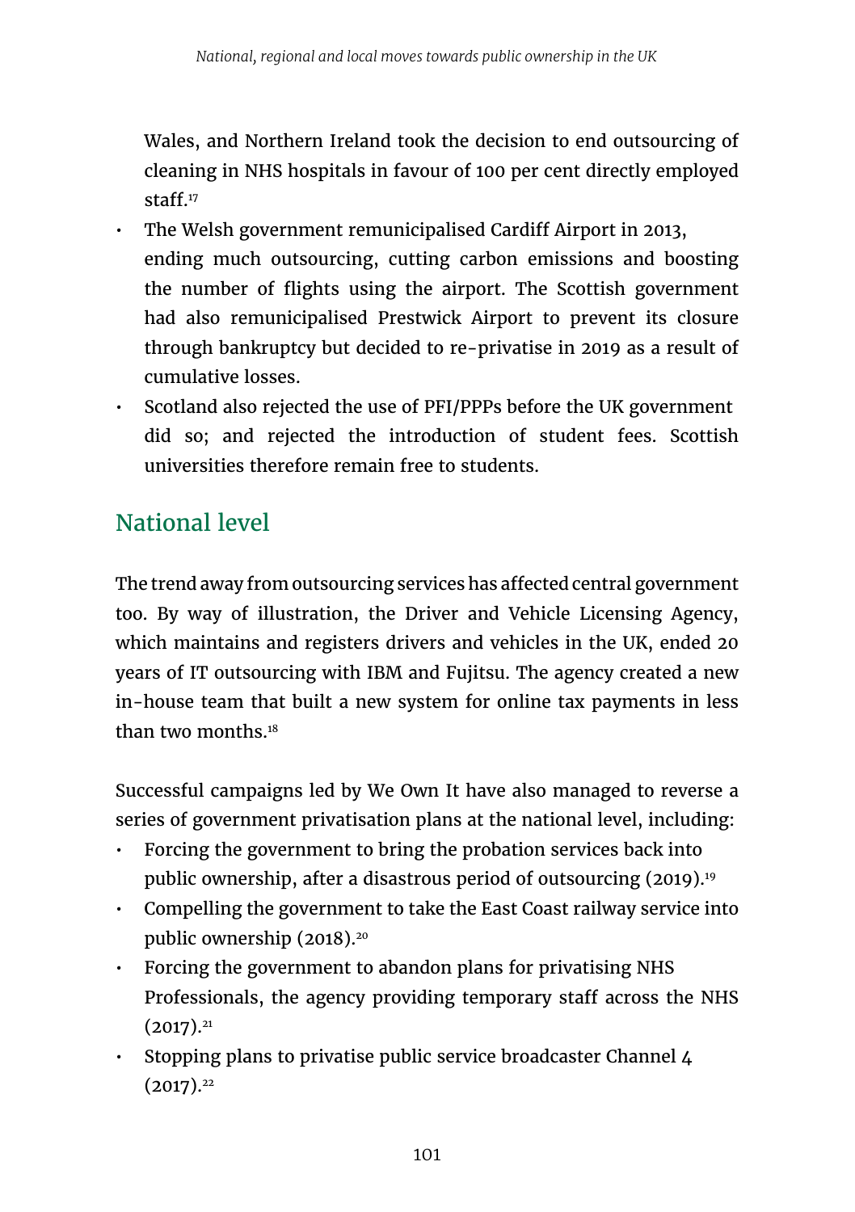Wales, and Northern Ireland took the decision to end outsourcing of cleaning in NHS hospitals in favour of 100 per cent directly employed staff.[17]

- The Welsh government remunicipalised Cardiff Airport in 2013, ending much outsourcing, cutting carbon emissions and boosting the number of flights using the airport. The Scottish government had also remunicipalised Prestwick Airport to prevent its closure through bankruptcy but decided to re-privatise in 2019 as a result of cumulative losses.
- Scotland also rejected the use of PFI/PPPs before the UK government did so; and rejected the introduction of student fees. Scottish universities therefore remain free to students.

## National level

The trend away from outsourcing services has affected central government too. By way of illustration, the Driver and Vehicle Licensing Agency, which maintains and registers drivers and vehicles in the UK, ended 20 years of IT outsourcing with IBM and Fujitsu. The agency created a new in-house team that built a new system for online tax payments in less than two months.[18]

Successful campaigns led by We Own It have also managed to reverse a series of government privatisation plans at the national level, including:

- Forcing the government to bring the probation services back into public ownership, after a disastrous period of outsourcing (2019).[19]
- Compelling the government to take the East Coast railway service into public ownership (2018).[20]
- Forcing the government to abandon plans for privatising NHS Professionals, the agency providing temporary staff across the NHS (2017).[21]
- Stopping plans to privatise public service broadcaster Channel 4 (2017).[22]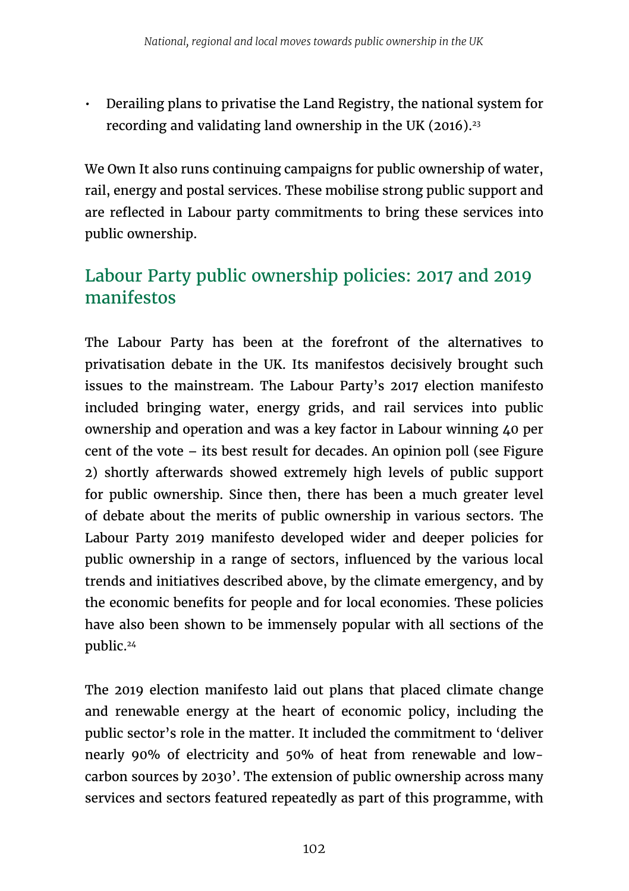- Derailing plans to privatise the Land Registry, the national system for recording and validating land ownership in the UK (2016).[23]

We Own It also runs continuing campaigns for public ownership of water, rail, energy and postal services. These mobilise strong public support and are reflected in Labour party commitments to bring these services into public ownership.

## Labour Party public ownership policies: 2017 and 2019 manifestos

The Labour Party has been at the forefront of the alternatives to privatisation debate in the UK. Its manifestos decisively brought such issues to the mainstream. The Labour Party's 2017 election manifesto included bringing water, energy grids, and rail services into public ownership and operation and was a key factor in Labour winning 40 per cent of the vote – its best result for decades. An opinion poll (see Figure 2) shortly afterwards showed extremely high levels of public support for public ownership. Since then, there has been a much greater level of debate about the merits of public ownership in various sectors. The Labour Party 2019 manifesto developed wider and deeper policies for public ownership in a range of sectors, influenced by the various local trends and initiatives described above, by the climate emergency, and by the economic benefits for people and for local economies. These policies have also been shown to be immensely popular with all sections of the public.[24]

The 2019 election manifesto laid out plans that placed climate change and renewable energy at the heart of economic policy, including the public sector's role in the matter. It included the commitment to 'deliver nearly 90% of electricity and 50% of heat from renewable and low-carbon sources by 2030'. The extension of public ownership across many services and sectors featured repeatedly as part of this programme, with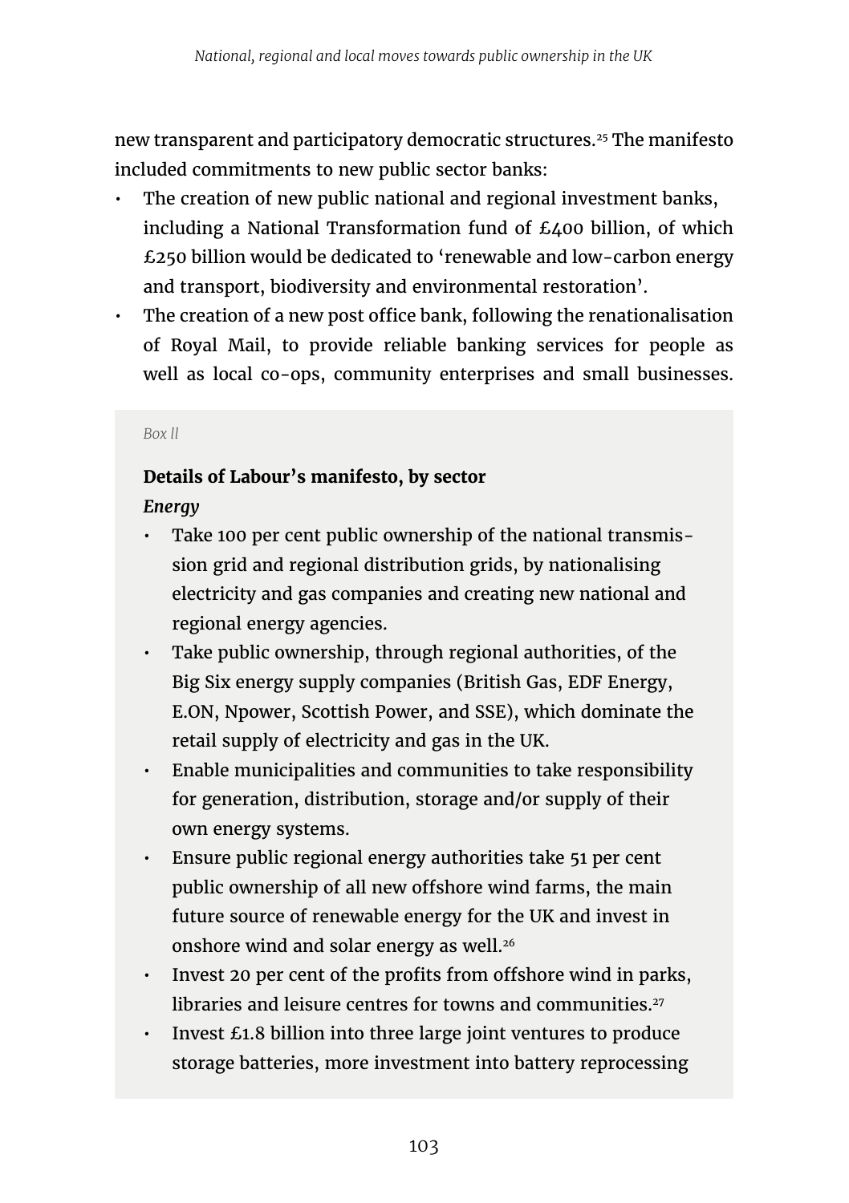new transparent and participatory democratic structures.[25] The manifesto included commitments to new public sector banks:

- The creation of new public national and regional investment banks, including a National Transformation fund of £400 billion, of which £250 billion would be dedicated to 'renewable and low-carbon energy and transport, biodiversity and environmental restoration'.
- The creation of a new post office bank, following the renationalisation of Royal Mail, to provide reliable banking services for people as well as local co-ops, community enterprises and small businesses.

*Box ll*

**Details of Labour's manifesto, by sector**

***Energy***

- Take 100 per cent public ownership of the national transmission grid and regional distribution grids, by nationalising electricity and gas companies and creating new national and regional energy agencies.
- Take public ownership, through regional authorities, of the Big Six energy supply companies (British Gas, EDF Energy, E.ON, Npower, Scottish Power, and SSE), which dominate the retail supply of electricity and gas in the UK.
- Enable municipalities and communities to take responsibility for generation, distribution, storage and/or supply of their own energy systems.
- Ensure public regional energy authorities take 51 per cent public ownership of all new offshore wind farms, the main future source of renewable energy for the UK and invest in onshore wind and solar energy as well.[26]
- Invest 20 per cent of the profits from offshore wind in parks, libraries and leisure centres for towns and communities.[27]
- Invest £1.8 billion into three large joint ventures to produce storage batteries, more investment into battery reprocessing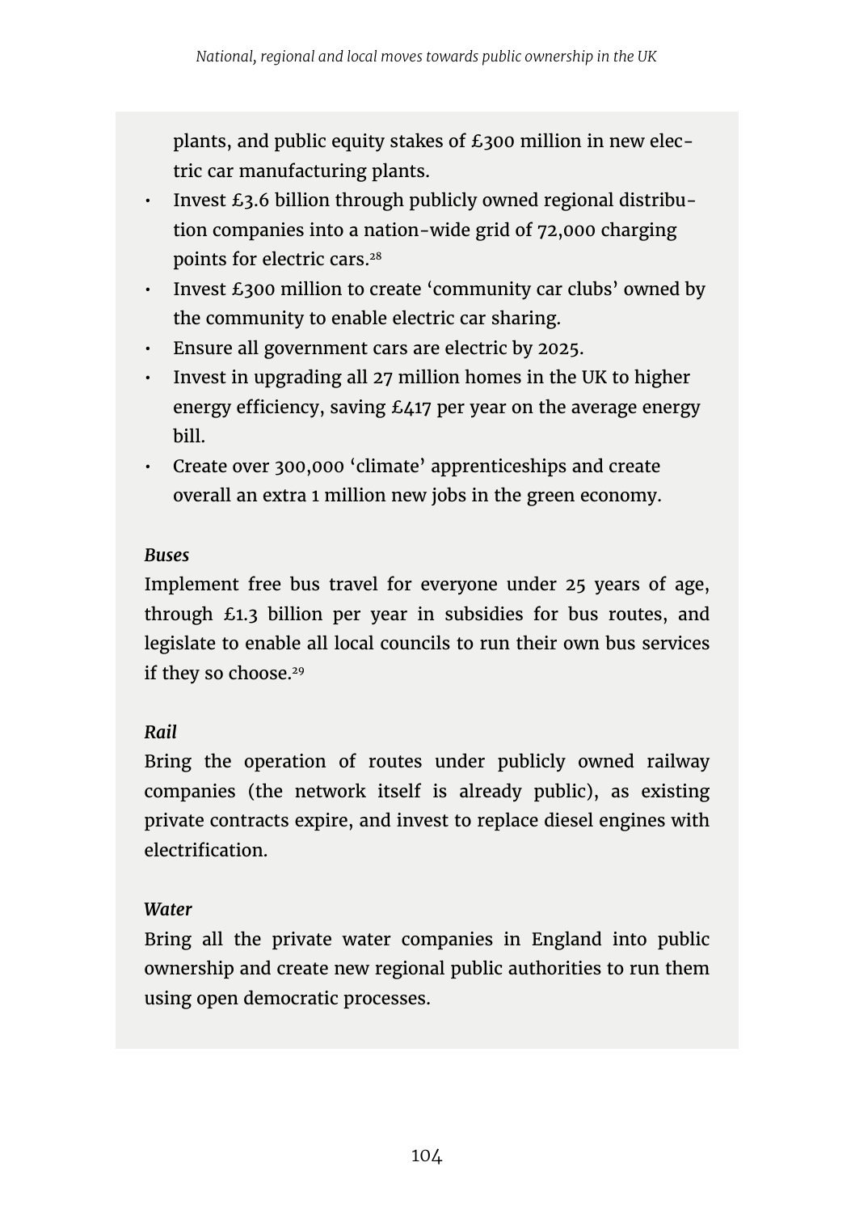plants, and public equity stakes of £300 million in new electric car manufacturing plants.

- Invest £3.6 billion through publicly owned regional distribution companies into a nation-wide grid of 72,000 charging points for electric cars.[28]
- Invest £300 million to create 'community car clubs' owned by the community to enable electric car sharing.
- Ensure all government cars are electric by 2025.
- Invest in upgrading all 27 million homes in the UK to higher energy efficiency, saving £417 per year on the average energy bill.
- Create over 300,000 'climate' apprenticeships and create overall an extra 1 million new jobs in the green economy.

***Buses***

Implement free bus travel for everyone under 25 years of age, through £1.3 billion per year in subsidies for bus routes, and legislate to enable all local councils to run their own bus services if they so choose.[29]

***Rail***

Bring the operation of routes under publicly owned railway companies (the network itself is already public), as existing private contracts expire, and invest to replace diesel engines with electrification.

***Water***

Bring all the private water companies in England into public ownership and create new regional public authorities to run them using open democratic processes.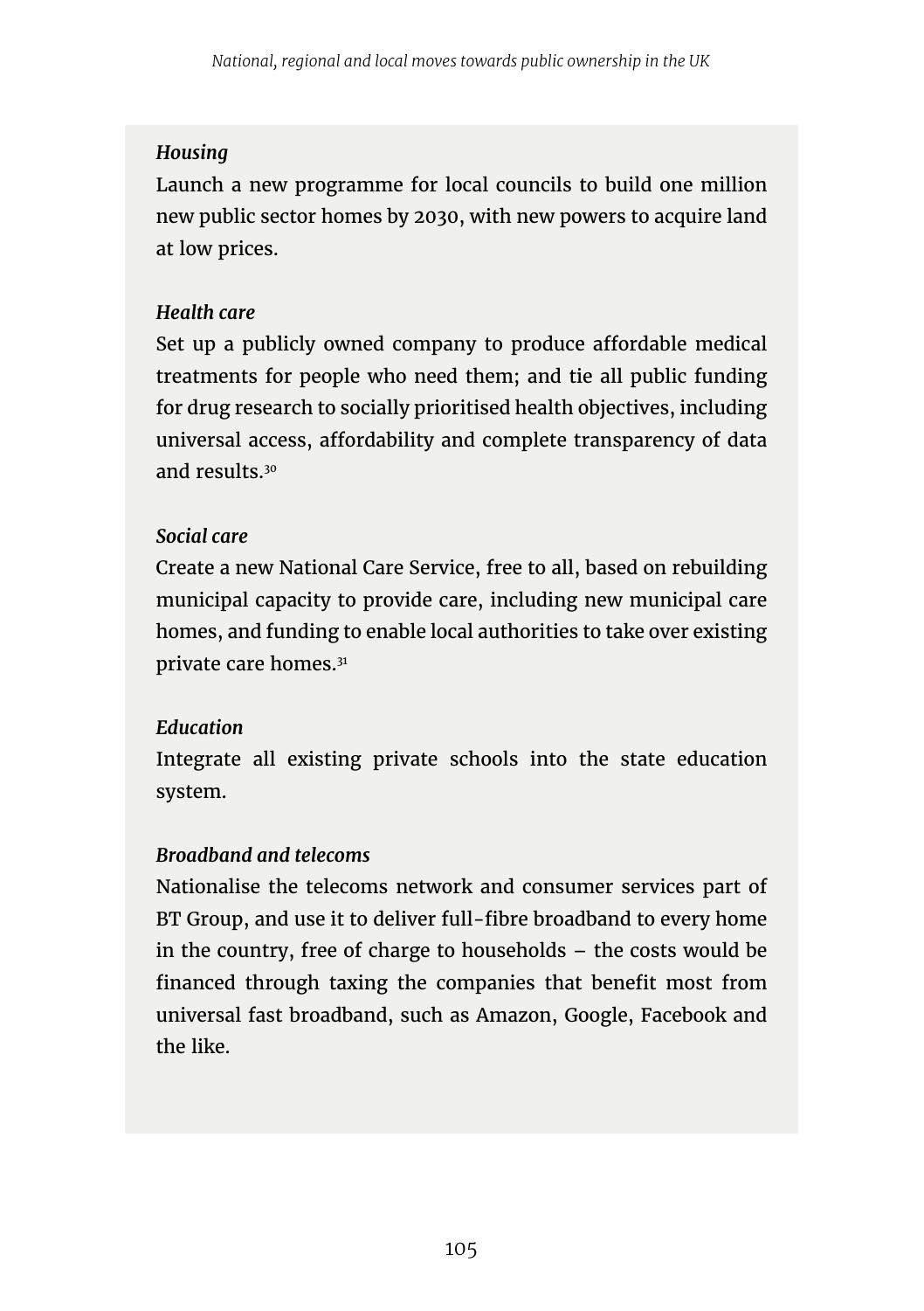*Housing*

Launch a new programme for local councils to build one million new public sector homes by 2030, with new powers to acquire land at low prices.

*Health care*

Set up a publicly owned company to produce affordable medical treatments for people who need them; and tie all public funding for drug research to socially prioritised health objectives, including universal access, affordability and complete transparency of data and results.[30]

*Social care*

Create a new National Care Service, free to all, based on rebuilding municipal capacity to provide care, including new municipal care homes, and funding to enable local authorities to take over existing private care homes.[31]

*Education*

Integrate all existing private schools into the state education system.

*Broadband and telecoms*

Nationalise the telecoms network and consumer services part of BT Group, and use it to deliver full-fibre broadband to every home in the country, free of charge to households – the costs would be financed through taxing the companies that benefit most from universal fast broadband, such as Amazon, Google, Facebook and the like.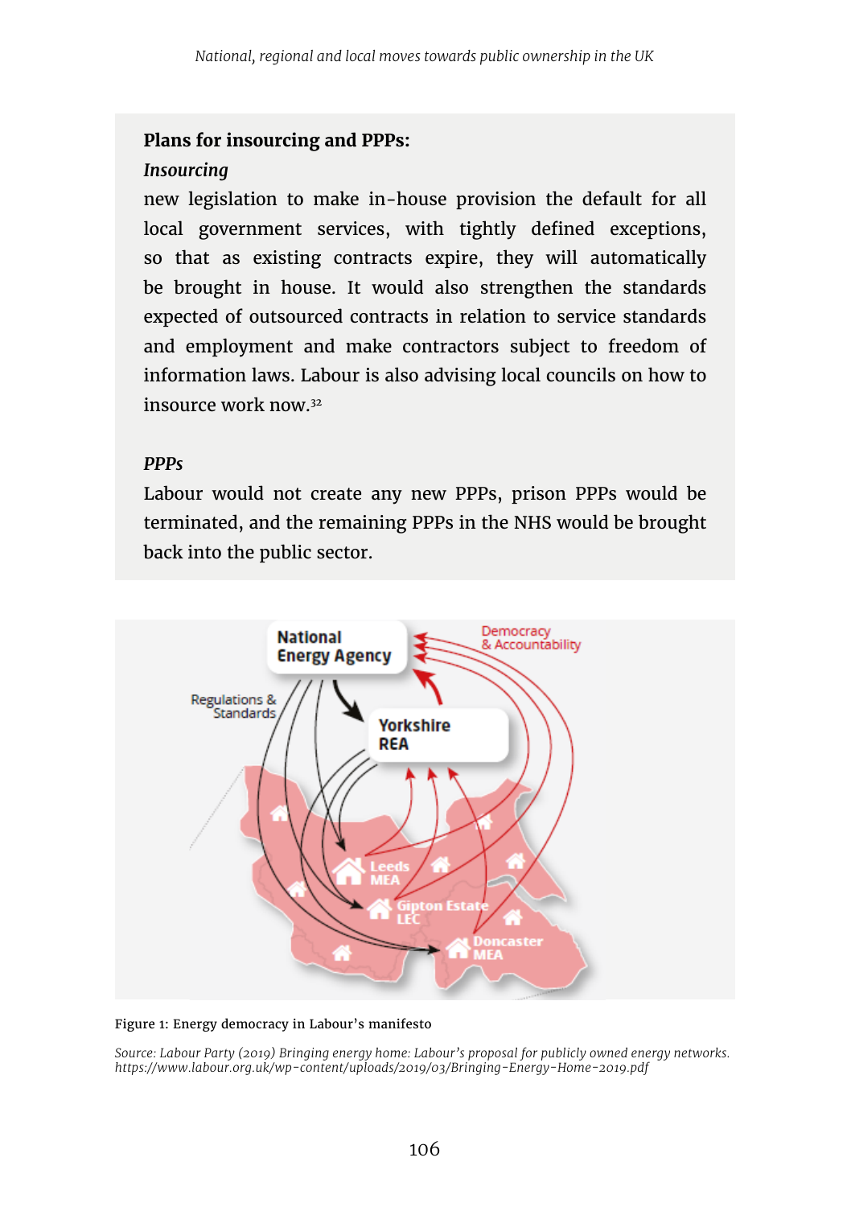**Plans for insourcing and PPPs:**

*Insourcing*

new legislation to make in-house provision the default for all local government services, with tightly defined exceptions, so that as existing contracts expire, they will automatically be brought in house. It would also strengthen the standards expected of outsourced contracts in relation to service standards and employment and make contractors subject to freedom of information laws. Labour is also advising local councils on how to insource work now.[32]

*PPPs*

Labour would not create any new PPPs, prison PPPs would be terminated, and the remaining PPPs in the NHS would be brought back into the public sector.

Figure 1: Energy democracy in Labour's manifesto

*Source: Labour Party (2019) Bringing energy home: Labour's proposal for publicly owned energy networks. https://www.labour.org.uk/wp-content/uploads/2019/03/Bringing-Energy-Home-2019.pdf*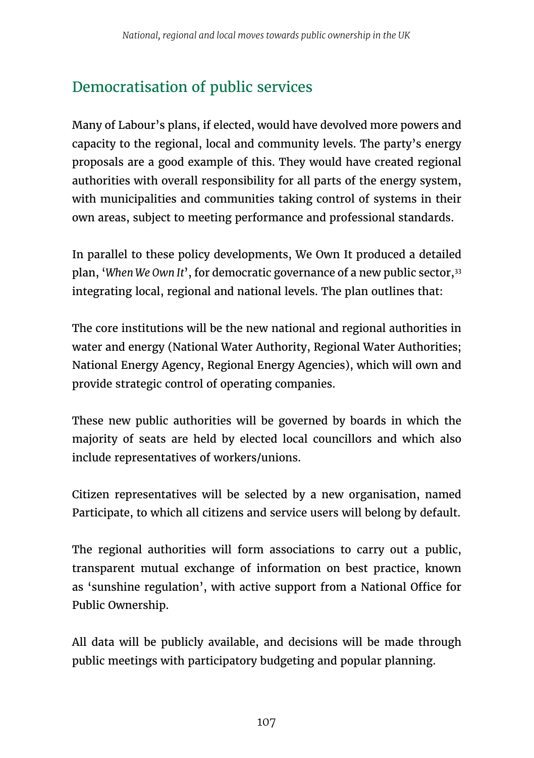## Democratisation of public services

Many of Labour's plans, if elected, would have devolved more powers and capacity to the regional, local and community levels. The party's energy proposals are a good example of this. They would have created regional authorities with overall responsibility for all parts of the energy system, with municipalities and communities taking control of systems in their own areas, subject to meeting performance and professional standards.

In parallel to these policy developments, We Own It produced a detailed plan, '*When We Own It*', for democratic governance of a new public sector,[33] integrating local, regional and national levels. The plan outlines that:

The core institutions will be the new national and regional authorities in water and energy (National Water Authority, Regional Water Authorities; National Energy Agency, Regional Energy Agencies), which will own and provide strategic control of operating companies.

These new public authorities will be governed by boards in which the majority of seats are held by elected local councillors and which also include representatives of workers/unions.

Citizen representatives will be selected by a new organisation, named Participate, to which all citizens and service users will belong by default.

The regional authorities will form associations to carry out a public, transparent mutual exchange of information on best practice, known as 'sunshine regulation', with active support from a National Office for Public Ownership.

All data will be publicly available, and decisions will be made through public meetings with participatory budgeting and popular planning.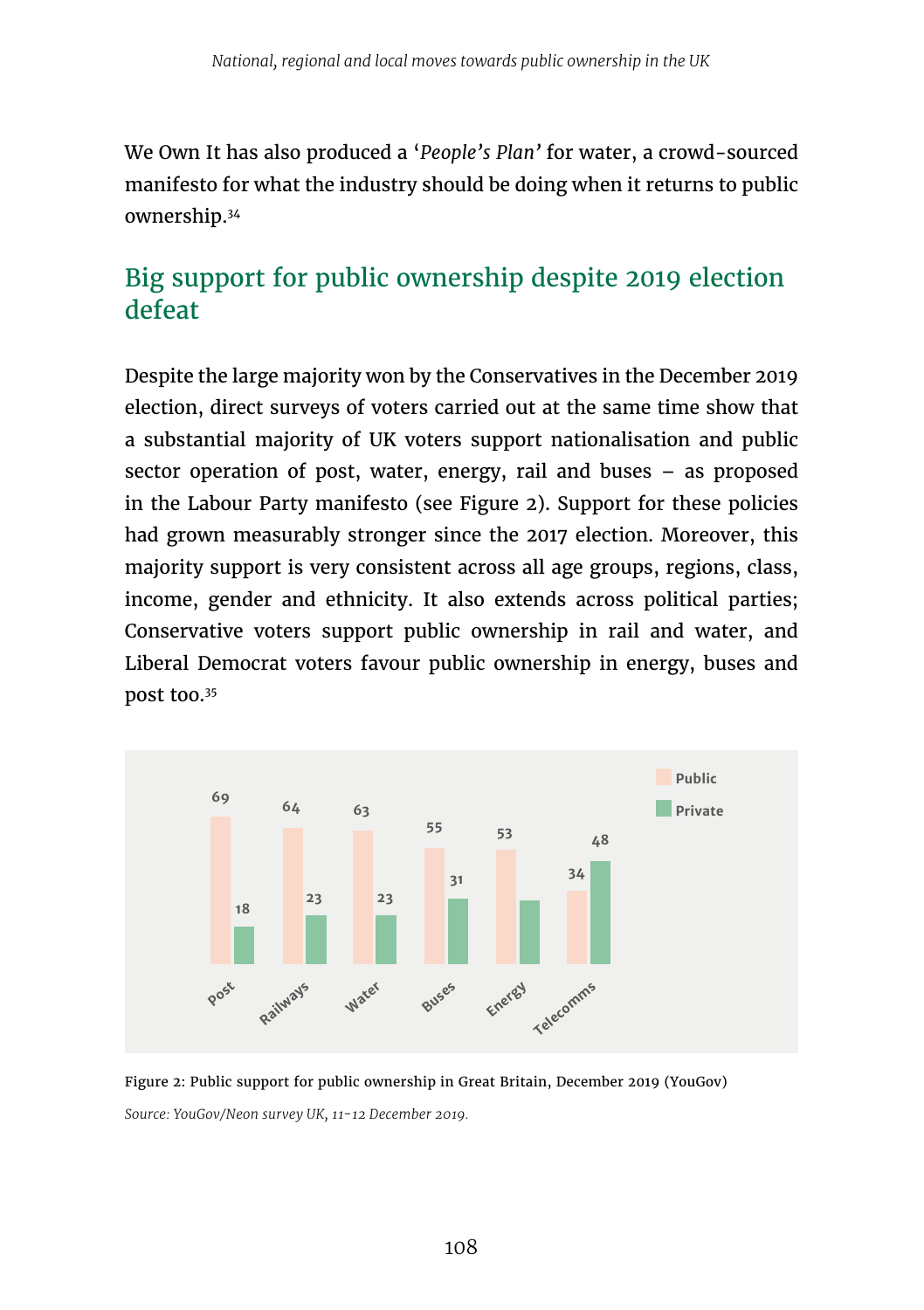We Own It has also produced a '*People's Plan*' for water, a crowd-sourced manifesto for what the industry should be doing when it returns to public ownership.[34]

## Big support for public ownership despite 2019 election defeat

Despite the large majority won by the Conservatives in the December 2019 election, direct surveys of voters carried out at the same time show that a substantial majority of UK voters support nationalisation and public sector operation of post, water, energy, rail and buses – as proposed in the Labour Party manifesto (see Figure 2). Support for these policies had grown measurably stronger since the 2017 election. Moreover, this majority support is very consistent across all age groups, regions, class, income, gender and ethnicity. It also extends across political parties; Conservative voters support public ownership in rail and water, and Liberal Democrat voters favour public ownership in energy, buses and post too.[35]

| | Public | Private |
|---|---|---|
| Post | 69 | 18 |
| Railways | 64 | 23 |
| Water | 63 | 23 |
| Buses | 55 | 31 |
| Energy | 53 | |
| Telecomms | 34 | 48 |

Figure 2: Public support for public ownership in Great Britain, December 2019 (YouGov)

*Source: YouGov/Neon survey UK, 11-12 December 2019.*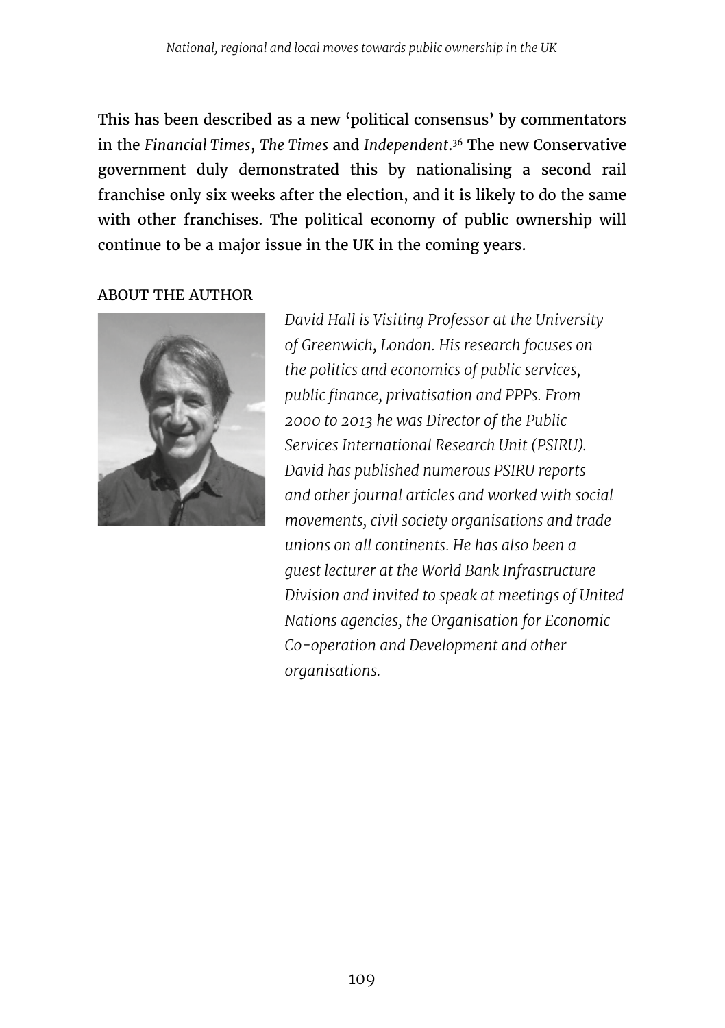This has been described as a new 'political consensus' by commentators in the *Financial Times*, *The Times* and *Independent*.[36] The new Conservative government duly demonstrated this by nationalising a second rail franchise only six weeks after the election, and it is likely to do the same with other franchises. The political economy of public ownership will continue to be a major issue in the UK in the coming years.

## ABOUT THE AUTHOR

*David Hall is Visiting Professor at the University of Greenwich, London. His research focuses on the politics and economics of public services, public finance, privatisation and PPPs. From 2000 to 2013 he was Director of the Public Services International Research Unit (PSIRU). David has published numerous PSIRU reports and other journal articles and worked with social movements, civil society organisations and trade unions on all continents. He has also been a guest lecturer at the World Bank Infrastructure Division and invited to speak at meetings of United Nations agencies, the Organisation for Economic Co-operation and Development and other organisations.*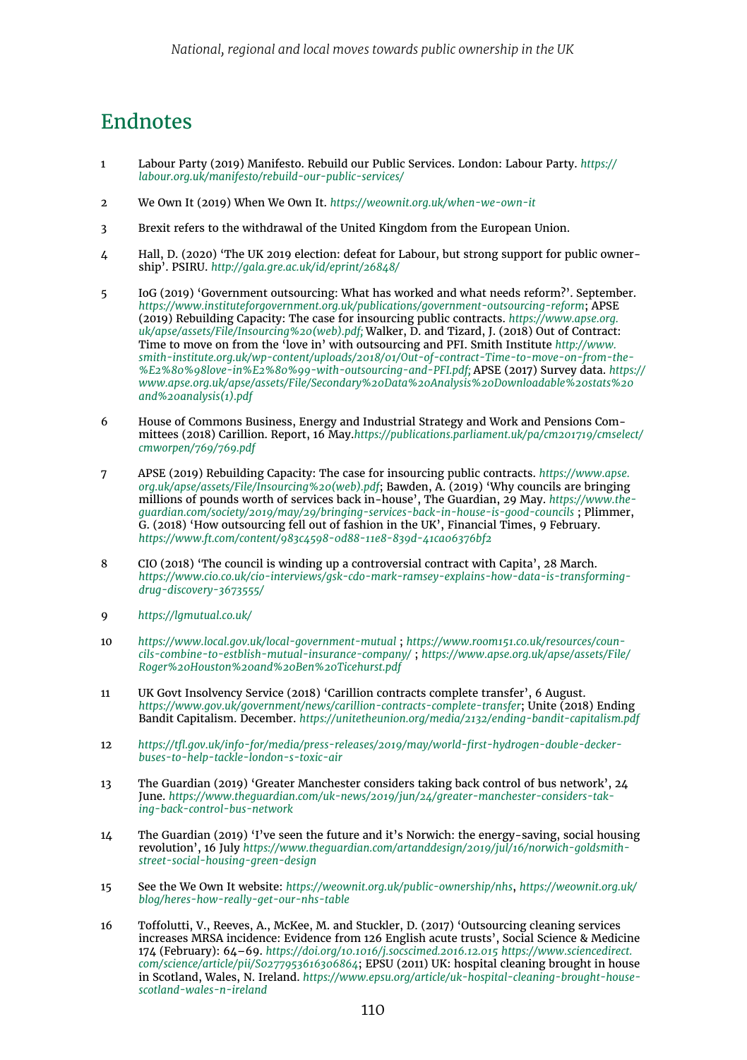# Endnotes

1 Labour Party (2019) Manifesto. Rebuild our Public Services. London: Labour Party. *https://labour.org.uk/manifesto/rebuild-our-public-services/*

2 We Own It (2019) When We Own It. *https://weownit.org.uk/when-we-own-it*

3 Brexit refers to the withdrawal of the United Kingdom from the European Union.

4 Hall, D. (2020) 'The UK 2019 election: defeat for Labour, but strong support for public ownership'. PSIRU. *http://gala.gre.ac.uk/id/eprint/26848/*

5 IoG (2019) 'Government outsourcing: What has worked and what needs reform?'. September. *https://www.instituteforgovernment.org.uk/publications/government-outsourcing-reform*; APSE (2019) Rebuilding Capacity: The case for insourcing public contracts. *https://www.apse.org.uk/apse/assets/File/Insourcing%20(web).pdf;* Walker, D. and Tizard, J. (2018) Out of Contract: Time to move on from the 'love in' with outsourcing and PFI. Smith Institute *http://www.smith-institute.org.uk/wp-content/uploads/2018/01/Out-of-contract-Time-to-move-on-from-the-%E2%80%98love-in%E2%80%99-with-outsourcing-and-PFI.pdf;* APSE (2017) Survey data. *https://www.apse.org.uk/apse/assets/File/Secondary%20Data%20Analysis%20Downloadable%20stats%20and%20analysis(1).pdf*

6 House of Commons Business, Energy and Industrial Strategy and Work and Pensions Committees (2018) Carillion. Report, 16 May.*https://publications.parliament.uk/pa/cm201719/cmselect/cmworpen/769/769.pdf*

7 APSE (2019) Rebuilding Capacity: The case for insourcing public contracts. *https://www.apse.org.uk/apse/assets/File/Insourcing%20(web).pdf*; Bawden, A. (2019) 'Why councils are bringing millions of pounds worth of services back in-house', The Guardian, 29 May. *https://www.theguardian.com/society/2019/may/29/bringing-services-back-in-house-is-good-councils* ; Plimmer, G. (2018) 'How outsourcing fell out of fashion in the UK', Financial Times, 9 February. *https://www.ft.com/content/983c4598-0d88-11e8-839d-41ca06376bf2*

8 CIO (2018) 'The council is winding up a controversial contract with Capita', 28 March. *https://www.cio.co.uk/cio-interviews/gsk-cdo-mark-ramsey-explains-how-data-is-transforming-drug-discovery-3673555/*

9 *https://lgmutual.co.uk/*

10 *https://www.local.gov.uk/local-government-mutual* ; *https://www.room151.co.uk/resources/councils-combine-to-estblish-mutual-insurance-company/* ; *https://www.apse.org.uk/apse/assets/File/Roger%20Houston%20and%20Ben%20Ticehurst.pdf*

11 UK Govt Insolvency Service (2018) 'Carillion contracts complete transfer', 6 August. *https://www.gov.uk/government/news/carillion-contracts-complete-transfer*; Unite (2018) Ending Bandit Capitalism. December. *https://unitetheunion.org/media/2132/ending-bandit-capitalism.pdf*

12 *https://tfl.gov.uk/info-for/media/press-releases/2019/may/world-first-hydrogen-double-decker-buses-to-help-tackle-london-s-toxic-air*

13 The Guardian (2019) 'Greater Manchester considers taking back control of bus network', 24 June. *https://www.theguardian.com/uk-news/2019/jun/24/greater-manchester-considers-taking-back-control-bus-network*

14 The Guardian (2019) 'I've seen the future and it's Norwich: the energy-saving, social housing revolution', 16 July *https://www.theguardian.com/artanddesign/2019/jul/16/norwich-goldsmith-street-social-housing-green-design*

15 See the We Own It website: *https://weownit.org.uk/public-ownership/nhs*, *https://weownit.org.uk/blog/heres-how-really-get-our-nhs-table*

16 Toffolutti, V., Reeves, A., McKee, M. and Stuckler, D. (2017) 'Outsourcing cleaning services increases MRSA incidence: Evidence from 126 English acute trusts', Social Science & Medicine 174 (February): 64–69. *https://doi.org/10.1016/j.socscimed.2016.12.015 https://www.sciencedirect.com/science/article/pii/S0277953616306864*; EPSU (2011) UK: hospital cleaning brought in house in Scotland, Wales, N. Ireland. *https://www.epsu.org/article/uk-hospital-cleaning-brought-house-scotland-wales-n-ireland*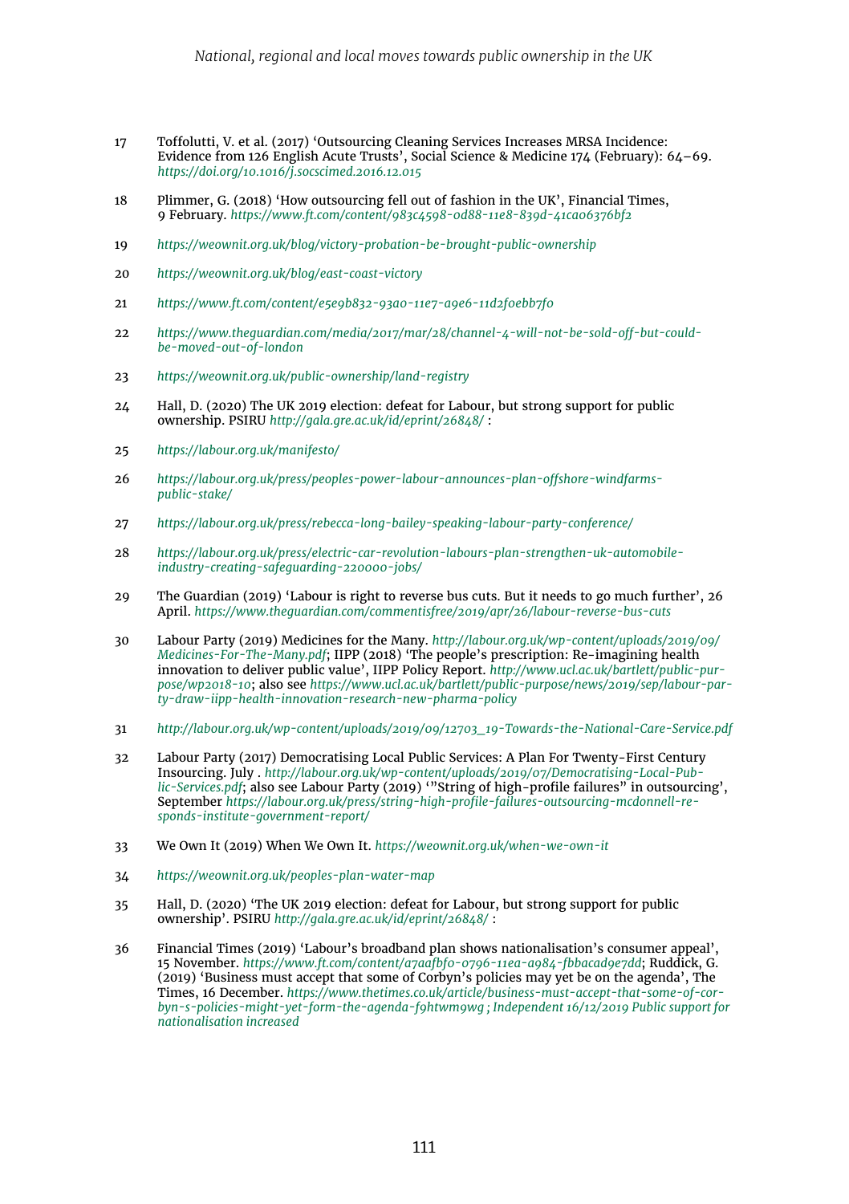17 Toffolutti, V. et al. (2017) 'Outsourcing Cleaning Services Increases MRSA Incidence: Evidence from 126 English Acute Trusts', Social Science & Medicine 174 (February): 64–69. *https://doi.org/10.1016/j.socscimed.2016.12.015*

18 Plimmer, G. (2018) 'How outsourcing fell out of fashion in the UK', Financial Times, 9 February. *https://www.ft.com/content/983c4598-0d88-11e8-839d-41ca06376bf2*

19 *https://weownit.org.uk/blog/victory-probation-be-brought-public-ownership*

20 *https://weownit.org.uk/blog/east-coast-victory*

21 *https://www.ft.com/content/e5e9b832-93a0-11e7-a9e6-11d2f0ebb7f0*

22 *https://www.theguardian.com/media/2017/mar/28/channel-4-will-not-be-sold-off-but-could-be-moved-out-of-london*

23 *https://weownit.org.uk/public-ownership/land-registry*

24 Hall, D. (2020) The UK 2019 election: defeat for Labour, but strong support for public ownership. PSIRU *http://gala.gre.ac.uk/id/eprint/26848/* :

25 *https://labour.org.uk/manifesto/*

26 *https://labour.org.uk/press/peoples-power-labour-announces-plan-offshore-windfarms-public-stake/*

27 *https://labour.org.uk/press/rebecca-long-bailey-speaking-labour-party-conference/*

28 *https://labour.org.uk/press/electric-car-revolution-labours-plan-strengthen-uk-automobile-industry-creating-safeguarding-220000-jobs/*

29 The Guardian (2019) 'Labour is right to reverse bus cuts. But it needs to go much further', 26 April. *https://www.theguardian.com/commentisfree/2019/apr/26/labour-reverse-bus-cuts*

30 Labour Party (2019) Medicines for the Many. *http://labour.org.uk/wp-content/uploads/2019/09/Medicines-For-The-Many.pdf*; IIPP (2018) 'The people's prescription: Re-imagining health innovation to deliver public value', IIPP Policy Report. *http://www.ucl.ac.uk/bartlett/public-purpose/wp2018-10*; also see *https://www.ucl.ac.uk/bartlett/public-purpose/news/2019/sep/labour-party-draw-iipp-health-innovation-research-new-pharma-policy*

31 *http://labour.org.uk/wp-content/uploads/2019/09/12703_19-Towards-the-National-Care-Service.pdf*

32 Labour Party (2017) Democratising Local Public Services: A Plan For Twenty-First Century Insourcing. July . *http://labour.org.uk/wp-content/uploads/2019/07/Democratising-Local-Public-Services.pdf*; also see Labour Party (2019) '"String of high-profile failures" in outsourcing', September *https://labour.org.uk/press/string-high-profile-failures-outsourcing-mcdonnell-responds-institute-government-report/*

33 We Own It (2019) When We Own It. *https://weownit.org.uk/when-we-own-it*

34 *https://weownit.org.uk/peoples-plan-water-map*

35 Hall, D. (2020) 'The UK 2019 election: defeat for Labour, but strong support for public ownership'. PSIRU *http://gala.gre.ac.uk/id/eprint/26848/* :

36 Financial Times (2019) 'Labour's broadband plan shows nationalisation's consumer appeal', 15 November. *https://www.ft.com/content/a7aafbf0-0796-11ea-a984-fbbacad9e7dd*; Ruddick, G. (2019) 'Business must accept that some of Corbyn's policies may yet be on the agenda', The Times, 16 December. *https://www.thetimes.co.uk/article/business-must-accept-that-some-of-corbyn-s-policies-might-yet-form-the-agenda-f9htwm9wg ; Independent 16/12/2019 Public support for nationalisation increased*